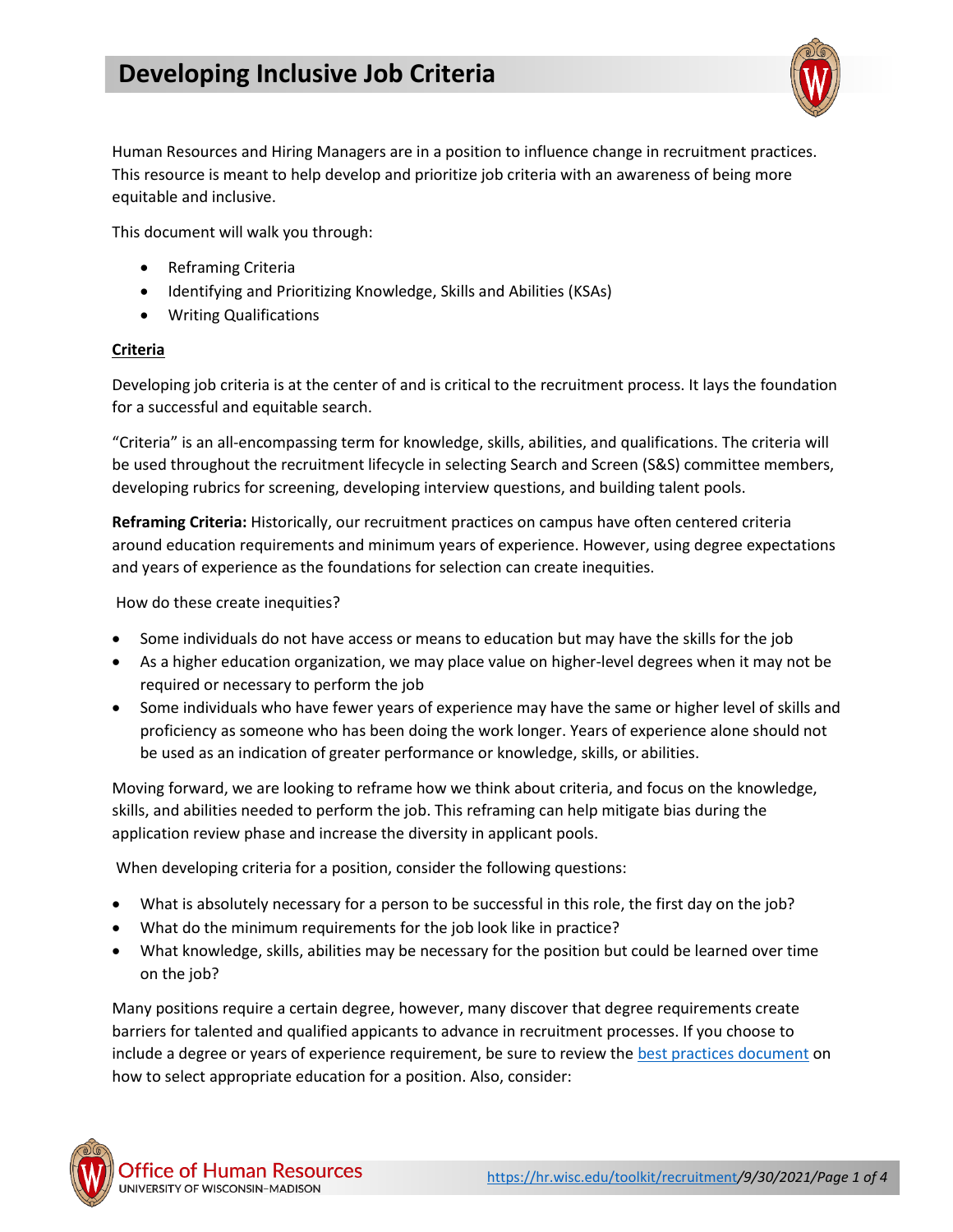# Developing Inclusive Job Criteria

Human Resources and Hiring Managers are in a position to influence change in recruitment practices. This resource is meant to help develop and prioritize job criteria with an awareness of being more equitable and inclusive.

This document will walk you through:

- Reframing Criteria
- Identifying and Prioritizing Knowledge, Skills and Abilities (KSAs)
- Writing Qualifications

## Criteria

Developing job criteria is at the center of and is critical to the recruitment process. It lays the foundation for a successful and equitable search.

"Criteria" is an all-encompassing term for knowledge, skills, abilities, and qualifications. The criteria will be used throughout the recruitment lifecycle in selecting Search and Screen (S&S) committee members, developing rubrics for screening, developing interview questions, and building talent pools.

**Reframing Criteria:** Historically, our recruitment practices on campus have often centered criteria around education requirements and minimum years of experience. However, using degree expectations and years of experience as the foundations for selection can create inequities.

How do these create inequities?

- Some individuals do not have access or means to education but may have the skills for the job
- As a higher education organization, we may place value on higher-level degrees when it may not be required or necessary to perform the job
- Some individuals who have fewer years of experience may have the same or higher level of skills and proficiency as someone who has been doing the work longer. Years of experience alone should not be used as an indication of greater performance or knowledge, skills, or abilities.

Moving forward, we are looking to reframe how we think about criteria, and focus on the knowledge, skills, and abilities needed to perform the job. This reframing can help mitigate bias during the application review phase and increase the diversity in applicant pools.

When developing criteria for a position, consider the following questions:

- What is absolutely necessary for a person to be successful in this role, the first day on the job?
- What do the minimum requirements for the job look like in practice?
- What knowledge, skills, abilities may be necessary for the position but could be learned over time on the job?

Many positions require a certain degree, however, many discover that degree requirements create barriers for talented and qualified appicants to advance in recruitment processes. If you choose to include a degree or years of experience requirement, be sure to review the best practices document on how to select appropriate education for a position. Also, consider: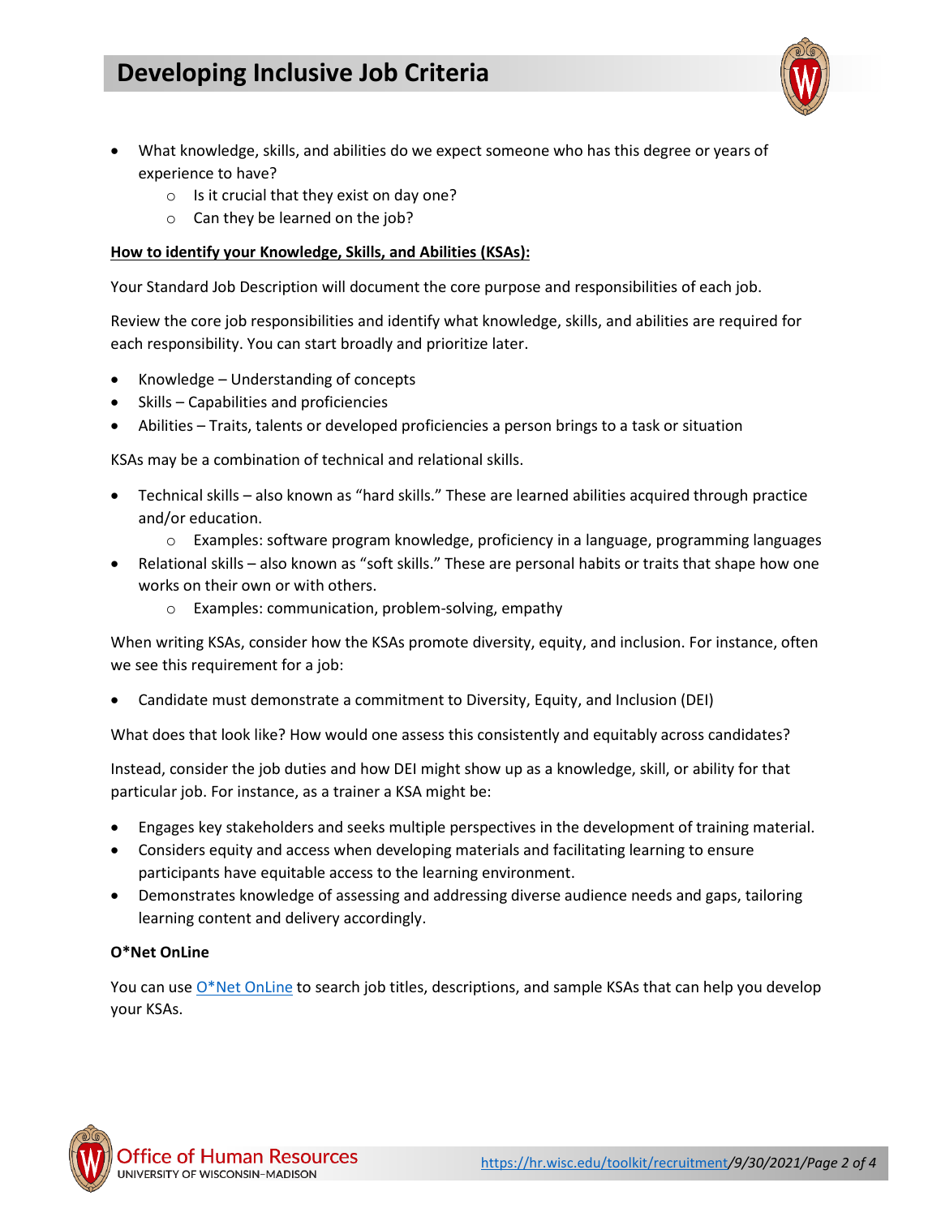- What knowledge, skills, and abilities do we expect someone who has this degree or years of experience to have?
    - Is it crucial that they exist on day one?
    - Can they be learned on the job?

**How to identify your Knowledge, Skills, and Abilities (KSAs):**

Your Standard Job Description will document the core purpose and responsibilities of each job.

Review the core job responsibilities and identify what knowledge, skills, and abilities are required for each responsibility. You can start broadly and prioritize later.

- Knowledge – Understanding of concepts
- Skills – Capabilities and proficiencies
- Abilities – Traits, talents or developed proficiencies a person brings to a task or situation

KSAs may be a combination of technical and relational skills.

- Technical skills – also known as "hard skills." These are learned abilities acquired through practice and/or education.
    - Examples: software program knowledge, proficiency in a language, programming languages
- Relational skills – also known as "soft skills." These are personal habits or traits that shape how one works on their own or with others.
    - Examples: communication, problem-solving, empathy

When writing KSAs, consider how the KSAs promote diversity, equity, and inclusion. For instance, often we see this requirement for a job:

- Candidate must demonstrate a commitment to Diversity, Equity, and Inclusion (DEI)

What does that look like? How would one assess this consistently and equitably across candidates?

Instead, consider the job duties and how DEI might show up as a knowledge, skill, or ability for that particular job. For instance, as a trainer a KSA might be:

- Engages key stakeholders and seeks multiple perspectives in the development of training material.
- Considers equity and access when developing materials and facilitating learning to ensure participants have equitable access to the learning environment.
- Demonstrates knowledge of assessing and addressing diverse audience needs and gaps, tailoring learning content and delivery accordingly.

**O*Net OnLine**

You can use O*Net OnLine to search job titles, descriptions, and sample KSAs that can help you develop your KSAs.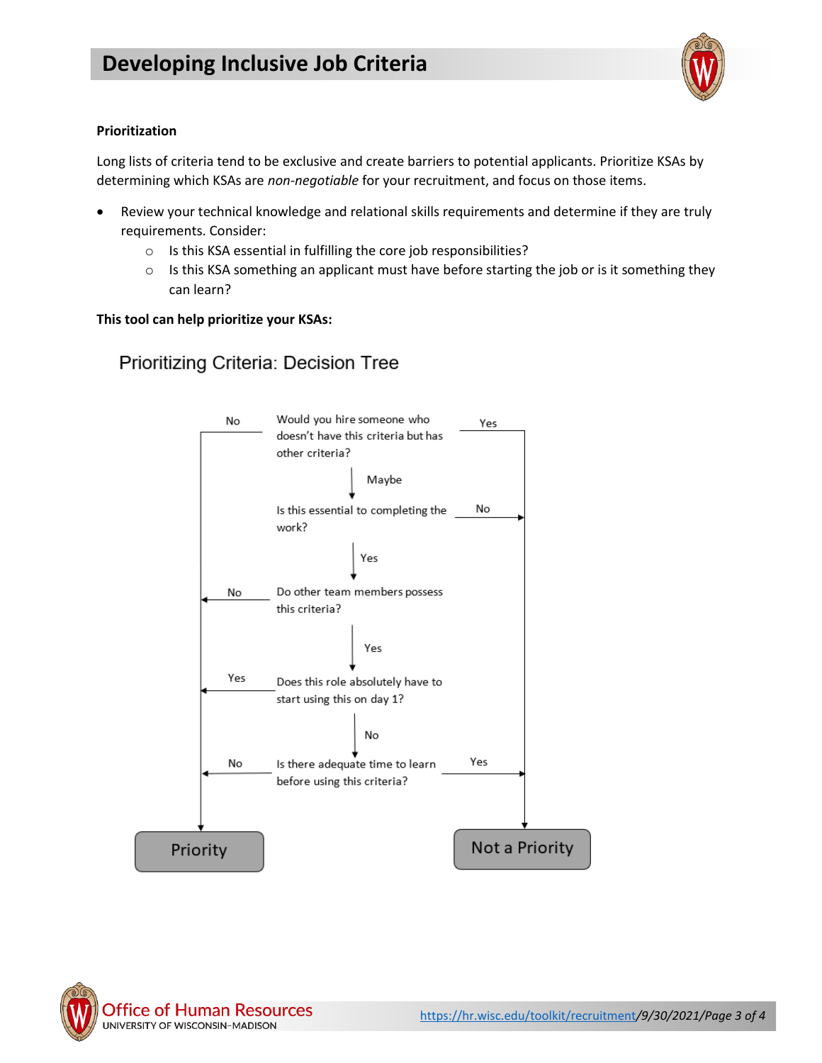# Developing Inclusive Job Criteria

**Prioritization**

Long lists of criteria tend to be exclusive and create barriers to potential applicants. Prioritize KSAs by determining which KSAs are *non-negotiable* for your recruitment, and focus on those items.

- Review your technical knowledge and relational skills requirements and determine if they are truly requirements. Consider:
  - Is this KSA essential in fulfilling the core job responsibilities?
  - Is this KSA something an applicant must have before starting the job or is it something they can learn?

**This tool can help prioritize your KSAs:**

Prioritizing Criteria: Decision Tree

Would you hire someone who doesn't have this criteria but has other criteria?
- No → Priority
- Yes → Not a Priority
- Maybe → Is this essential to completing the work?
  - No → Not a Priority
  - Yes → Do other team members possess this criteria?
    - No → Priority
    - Yes → Does this role absolutely have to start using this on day 1?
      - Yes → Priority
      - No → Is there adequate time to learn before using this criteria?
        - No → Priority
        - Yes → Not a Priority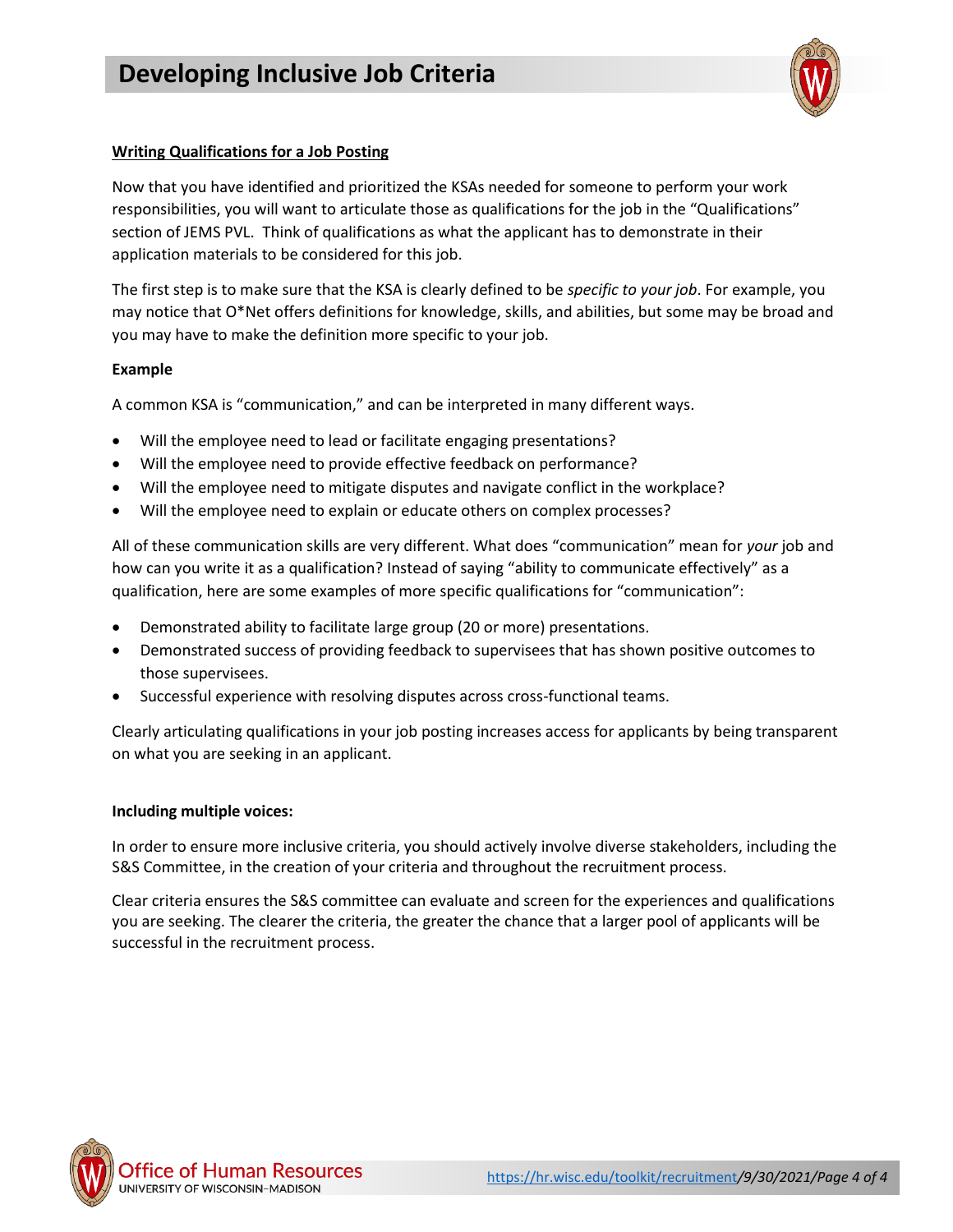## Writing Qualifications for a Job Posting

Now that you have identified and prioritized the KSAs needed for someone to perform your work responsibilities, you will want to articulate those as qualifications for the job in the "Qualifications" section of JEMS PVL. Think of qualifications as what the applicant has to demonstrate in their application materials to be considered for this job.

The first step is to make sure that the KSA is clearly defined to be *specific to your job*. For example, you may notice that O*Net offers definitions for knowledge, skills, and abilities, but some may be broad and you may have to make the definition more specific to your job.

**Example**

A common KSA is "communication," and can be interpreted in many different ways.

- Will the employee need to lead or facilitate engaging presentations?
- Will the employee need to provide effective feedback on performance?
- Will the employee need to mitigate disputes and navigate conflict in the workplace?
- Will the employee need to explain or educate others on complex processes?

All of these communication skills are very different. What does "communication" mean for *your* job and how can you write it as a qualification? Instead of saying "ability to communicate effectively" as a qualification, here are some examples of more specific qualifications for "communication":

- Demonstrated ability to facilitate large group (20 or more) presentations.
- Demonstrated success of providing feedback to supervisees that has shown positive outcomes to those supervisees.
- Successful experience with resolving disputes across cross-functional teams.

Clearly articulating qualifications in your job posting increases access for applicants by being transparent on what you are seeking in an applicant.

**Including multiple voices:**

In order to ensure more inclusive criteria, you should actively involve diverse stakeholders, including the S&S Committee, in the creation of your criteria and throughout the recruitment process.

Clear criteria ensures the S&S committee can evaluate and screen for the experiences and qualifications you are seeking. The clearer the criteria, the greater the chance that a larger pool of applicants will be successful in the recruitment process.